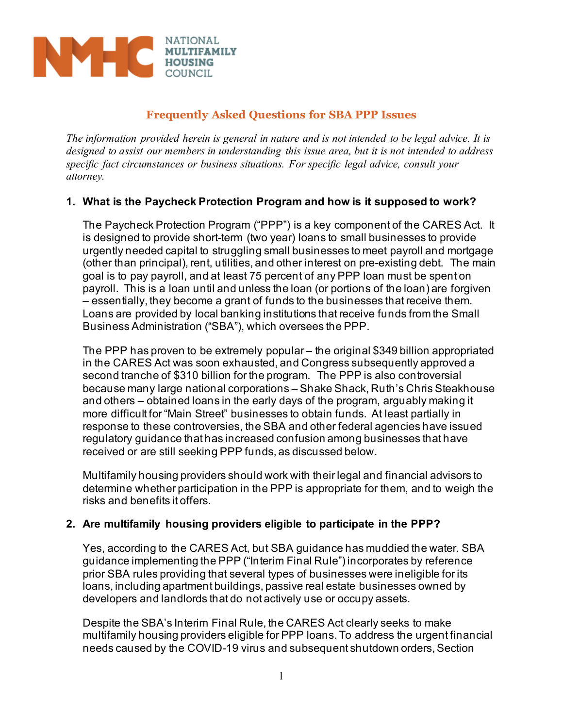NATIONAL MULTIFAMILY HOUSING COUNCIL

# Frequently Asked Questions for SBA PPP Issues

*The information provided herein is general in nature and is not intended to be legal advice. It is designed to assist our members in understanding this issue area, but it is not intended to address specific fact circumstances or business situations. For specific legal advice, consult your attorney.*

## 1. What is the Paycheck Protection Program and how is it supposed to work?

The Paycheck Protection Program ("PPP") is a key component of the CARES Act. It is designed to provide short-term (two year) loans to small businesses to provide urgently needed capital to struggling small businesses to meet payroll and mortgage (other than principal), rent, utilities, and other interest on pre-existing debt. The main goal is to pay payroll, and at least 75 percent of any PPP loan must be spent on payroll. This is a loan until and unless the loan (or portions of the loan) are forgiven – essentially, they become a grant of funds to the businesses that receive them. Loans are provided by local banking institutions that receive funds from the Small Business Administration ("SBA"), which oversees the PPP.

The PPP has proven to be extremely popular – the original $349 billion appropriated in the CARES Act was soon exhausted, and Congress subsequently approved a second tranche of $310 billion for the program. The PPP is also controversial because many large national corporations – Shake Shack, Ruth's Chris Steakhouse and others – obtained loans in the early days of the program, arguably making it more difficult for "Main Street" businesses to obtain funds. At least partially in response to these controversies, the SBA and other federal agencies have issued regulatory guidance that has increased confusion among businesses that have received or are still seeking PPP funds, as discussed below.

Multifamily housing providers should work with their legal and financial advisors to determine whether participation in the PPP is appropriate for them, and to weigh the risks and benefits it offers.

## 2. Are multifamily housing providers eligible to participate in the PPP?

Yes, according to the CARES Act, but SBA guidance has muddied the water. SBA guidance implementing the PPP ("Interim Final Rule") incorporates by reference prior SBA rules providing that several types of businesses were ineligible for its loans, including apartment buildings, passive real estate businesses owned by developers and landlords that do not actively use or occupy assets.

Despite the SBA's Interim Final Rule, the CARES Act clearly seeks to make multifamily housing providers eligible for PPP loans. To address the urgent financial needs caused by the COVID-19 virus and subsequent shutdown orders, Section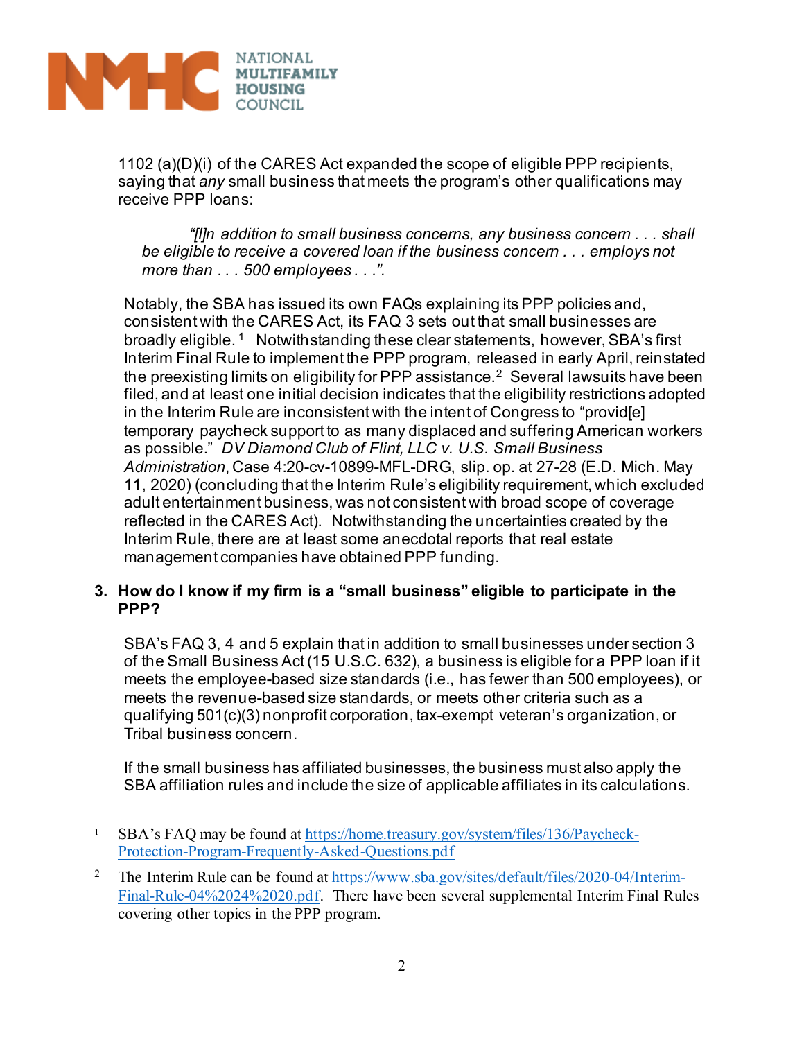1102 (a)(D)(i) of the CARES Act expanded the scope of eligible PPP recipients, saying that *any* small business that meets the program's other qualifications may receive PPP loans:

> *"[I]n addition to small business concerns, any business concern . . . shall be eligible to receive a covered loan if the business concern . . . employs not more than . . . 500 employees . . .".*

Notably, the SBA has issued its own FAQs explaining its PPP policies and, consistent with the CARES Act, its FAQ 3 sets out that small businesses are broadly eligible.[1] Notwithstanding these clear statements, however, SBA's first Interim Final Rule to implement the PPP program, released in early April, reinstated the preexisting limits on eligibility for PPP assistance.[2] Several lawsuits have been filed, and at least one initial decision indicates that the eligibility restrictions adopted in the Interim Rule are inconsistent with the intent of Congress to "provid[e] temporary paycheck support to as many displaced and suffering American workers as possible." *DV Diamond Club of Flint, LLC v. U.S. Small Business Administration*, Case 4:20-cv-10899-MFL-DRG, slip. op. at 27-28 (E.D. Mich. May 11, 2020) (concluding that the Interim Rule's eligibility requirement, which excluded adult entertainment business, was not consistent with broad scope of coverage reflected in the CARES Act). Notwithstanding the uncertainties created by the Interim Rule, there are at least some anecdotal reports that real estate management companies have obtained PPP funding.

### 3. How do I know if my firm is a "small business" eligible to participate in the PPP?

SBA's FAQ 3, 4 and 5 explain that in addition to small businesses under section 3 of the Small Business Act (15 U.S.C. 632), a business is eligible for a PPP loan if it meets the employee-based size standards (i.e., has fewer than 500 employees), or meets the revenue-based size standards, or meets other criteria such as a qualifying 501(c)(3) nonprofit corporation, tax-exempt veteran's organization, or Tribal business concern.

If the small business has affiliated businesses, the business must also apply the SBA affiliation rules and include the size of applicable affiliates in its calculations.

---

[1] SBA's FAQ may be found at https://home.treasury.gov/system/files/136/Paycheck-Protection-Program-Frequently-Asked-Questions.pdf

[2] The Interim Rule can be found at https://www.sba.gov/sites/default/files/2020-04/Interim-Final-Rule-04%2024%2020.pdf. There have been several supplemental Interim Final Rules covering other topics in the PPP program.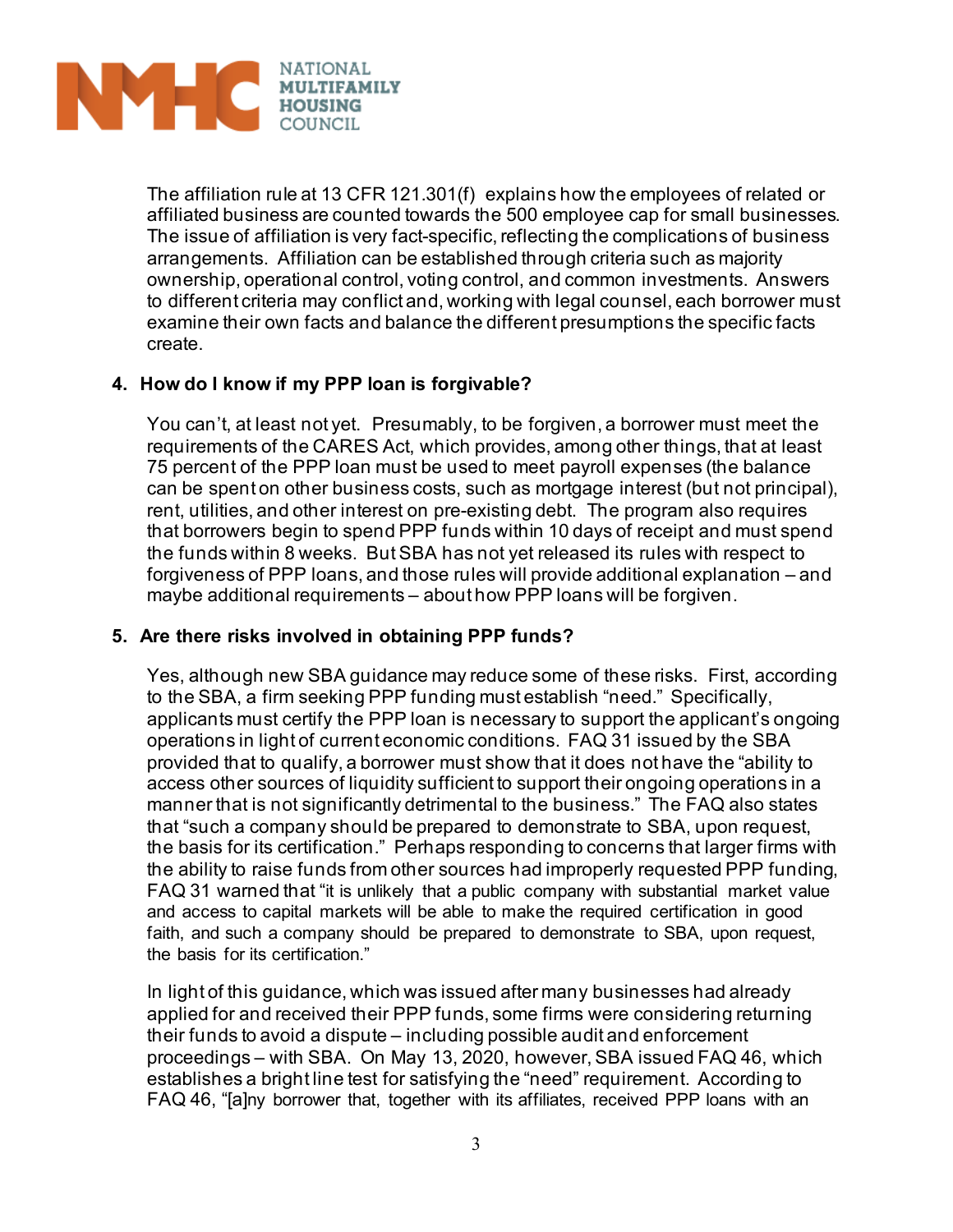The affiliation rule at 13 CFR 121.301(f) explains how the employees of related or affiliated business are counted towards the 500 employee cap for small businesses. The issue of affiliation is very fact-specific, reflecting the complications of business arrangements. Affiliation can be established through criteria such as majority ownership, operational control, voting control, and common investments. Answers to different criteria may conflict and, working with legal counsel, each borrower must examine their own facts and balance the different presumptions the specific facts create.

4. **How do I know if my PPP loan is forgivable?**

   You can't, at least not yet. Presumably, to be forgiven, a borrower must meet the requirements of the CARES Act, which provides, among other things, that at least 75 percent of the PPP loan must be used to meet payroll expenses (the balance can be spent on other business costs, such as mortgage interest (but not principal), rent, utilities, and other interest on pre-existing debt. The program also requires that borrowers begin to spend PPP funds within 10 days of receipt and must spend the funds within 8 weeks. But SBA has not yet released its rules with respect to forgiveness of PPP loans, and those rules will provide additional explanation – and maybe additional requirements – about how PPP loans will be forgiven.

5. **Are there risks involved in obtaining PPP funds?**

   Yes, although new SBA guidance may reduce some of these risks. First, according to the SBA, a firm seeking PPP funding must establish "need." Specifically, applicants must certify the PPP loan is necessary to support the applicant's ongoing operations in light of current economic conditions. FAQ 31 issued by the SBA provided that to qualify, a borrower must show that it does not have the "ability to access other sources of liquidity sufficient to support their ongoing operations in a manner that is not significantly detrimental to the business." The FAQ also states that "such a company should be prepared to demonstrate to SBA, upon request, the basis for its certification." Perhaps responding to concerns that larger firms with the ability to raise funds from other sources had improperly requested PPP funding, FAQ 31 warned that "it is unlikely that a public company with substantial market value and access to capital markets will be able to make the required certification in good faith, and such a company should be prepared to demonstrate to SBA, upon request, the basis for its certification."

   In light of this guidance, which was issued after many businesses had already applied for and received their PPP funds, some firms were considering returning their funds to avoid a dispute – including possible audit and enforcement proceedings – with SBA. On May 13, 2020, however, SBA issued FAQ 46, which establishes a bright line test for satisfying the "need" requirement. According to FAQ 46, "[a]ny borrower that, together with its affiliates, received PPP loans with an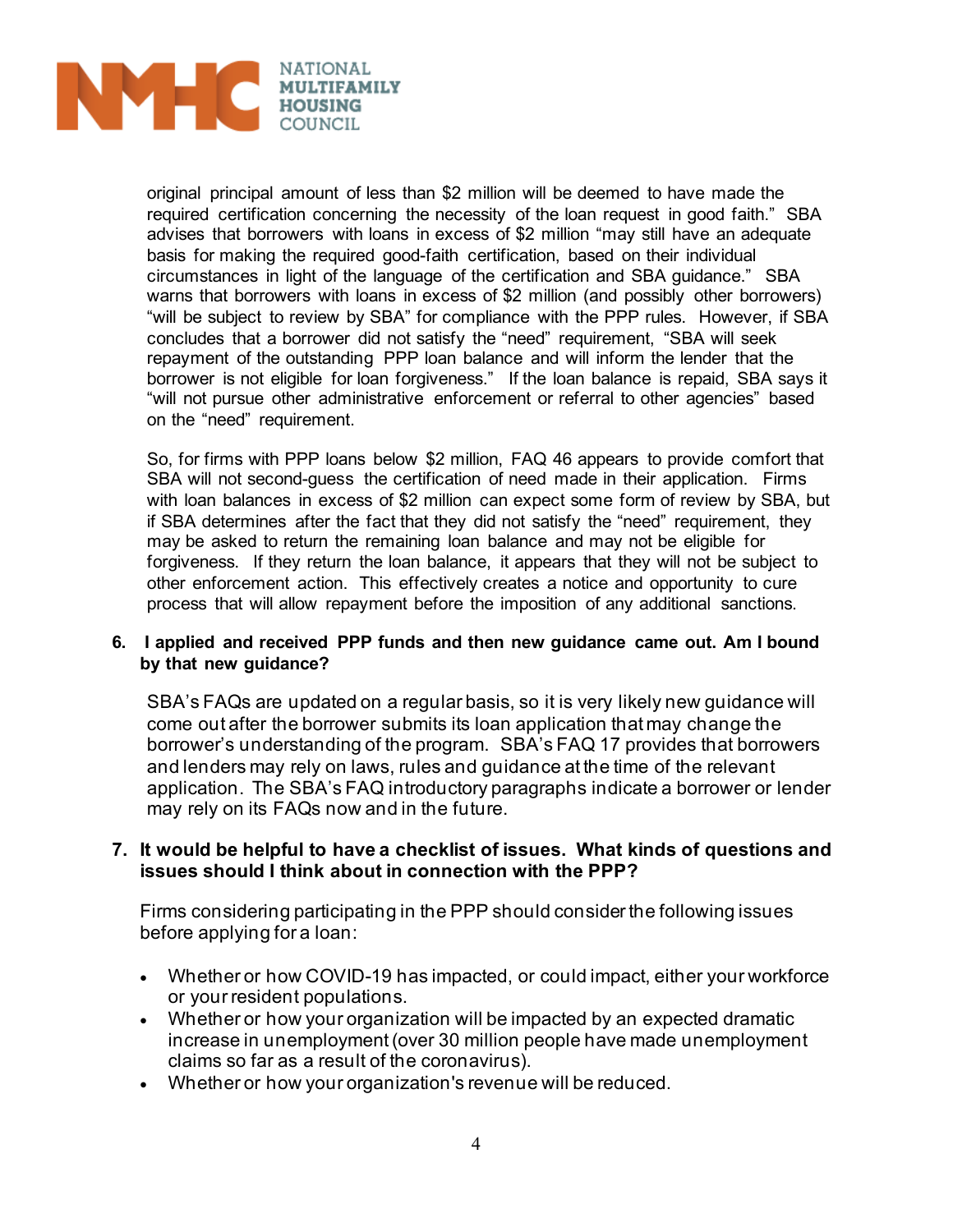original principal amount of less than $2 million will be deemed to have made the required certification concerning the necessity of the loan request in good faith." SBA advises that borrowers with loans in excess of $2 million "may still have an adequate basis for making the required good-faith certification, based on their individual circumstances in light of the language of the certification and SBA guidance." SBA warns that borrowers with loans in excess of $2 million (and possibly other borrowers) "will be subject to review by SBA" for compliance with the PPP rules. However, if SBA concludes that a borrower did not satisfy the "need" requirement, "SBA will seek repayment of the outstanding PPP loan balance and will inform the lender that the borrower is not eligible for loan forgiveness." If the loan balance is repaid, SBA says it "will not pursue other administrative enforcement or referral to other agencies" based on the "need" requirement.

So, for firms with PPP loans below $2 million, FAQ 46 appears to provide comfort that SBA will not second-guess the certification of need made in their application. Firms with loan balances in excess of $2 million can expect some form of review by SBA, but if SBA determines after the fact that they did not satisfy the "need" requirement, they may be asked to return the remaining loan balance and may not be eligible for forgiveness. If they return the loan balance, it appears that they will not be subject to other enforcement action. This effectively creates a notice and opportunity to cure process that will allow repayment before the imposition of any additional sanctions.

6. **I applied and received PPP funds and then new guidance came out. Am I bound by that new guidance?**

   SBA's FAQs are updated on a regular basis, so it is very likely new guidance will come out after the borrower submits its loan application that may change the borrower's understanding of the program. SBA's FAQ 17 provides that borrowers and lenders may rely on laws, rules and guidance at the time of the relevant application. The SBA's FAQ introductory paragraphs indicate a borrower or lender may rely on its FAQs now and in the future.

7. **It would be helpful to have a checklist of issues. What kinds of questions and issues should I think about in connection with the PPP?**

   Firms considering participating in the PPP should consider the following issues before applying for a loan:

   - Whether or how COVID-19 has impacted, or could impact, either your workforce or your resident populations.
   - Whether or how your organization will be impacted by an expected dramatic increase in unemployment (over 30 million people have made unemployment claims so far as a result of the coronavirus).
   - Whether or how your organization's revenue will be reduced.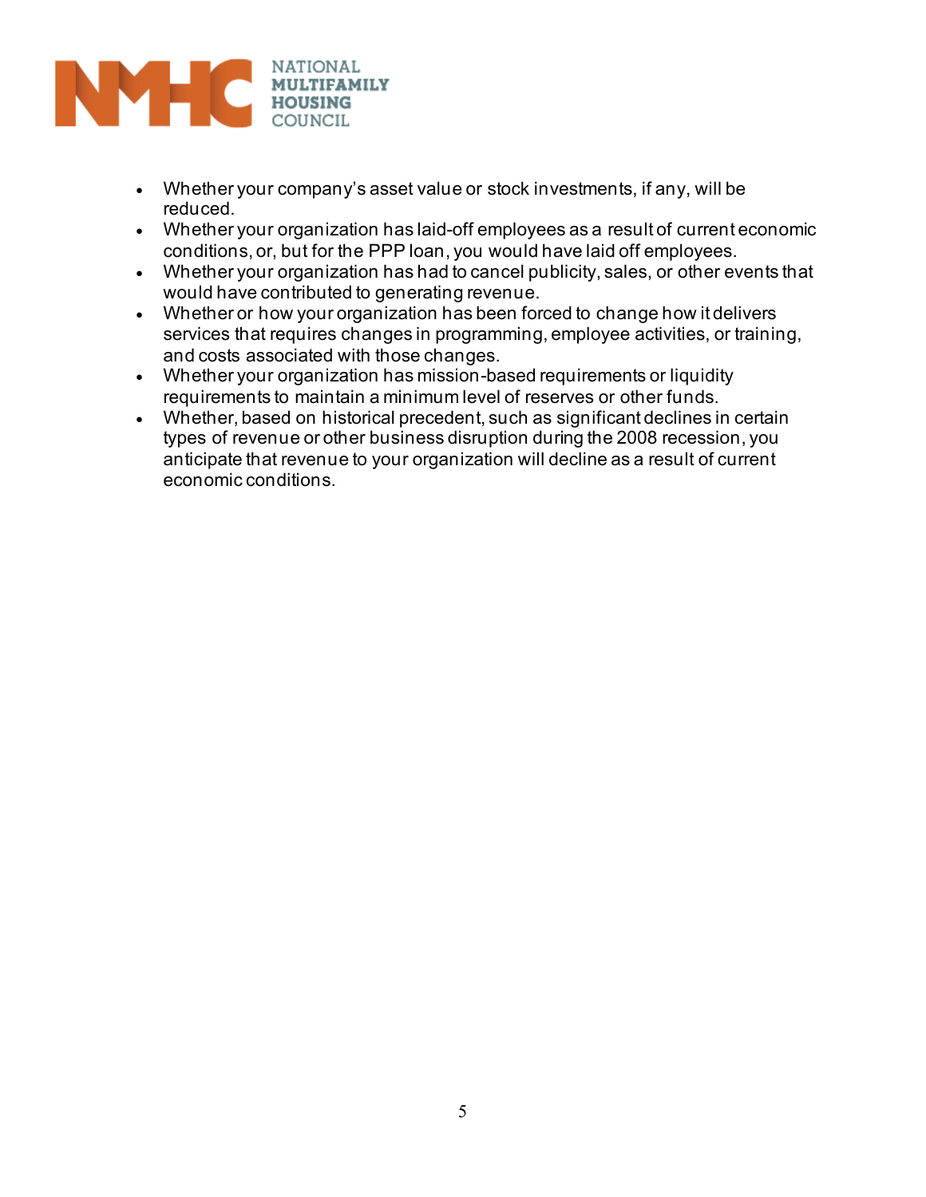- Whether your company's asset value or stock investments, if any, will be reduced.
- Whether your organization has laid-off employees as a result of current economic conditions, or, but for the PPP loan, you would have laid off employees.
- Whether your organization has had to cancel publicity, sales, or other events that would have contributed to generating revenue.
- Whether or how your organization has been forced to change how it delivers services that requires changes in programming, employee activities, or training, and costs associated with those changes.
- Whether your organization has mission-based requirements or liquidity requirements to maintain a minimum level of reserves or other funds.
- Whether, based on historical precedent, such as significant declines in certain types of revenue or other business disruption during the 2008 recession, you anticipate that revenue to your organization will decline as a result of current economic conditions.